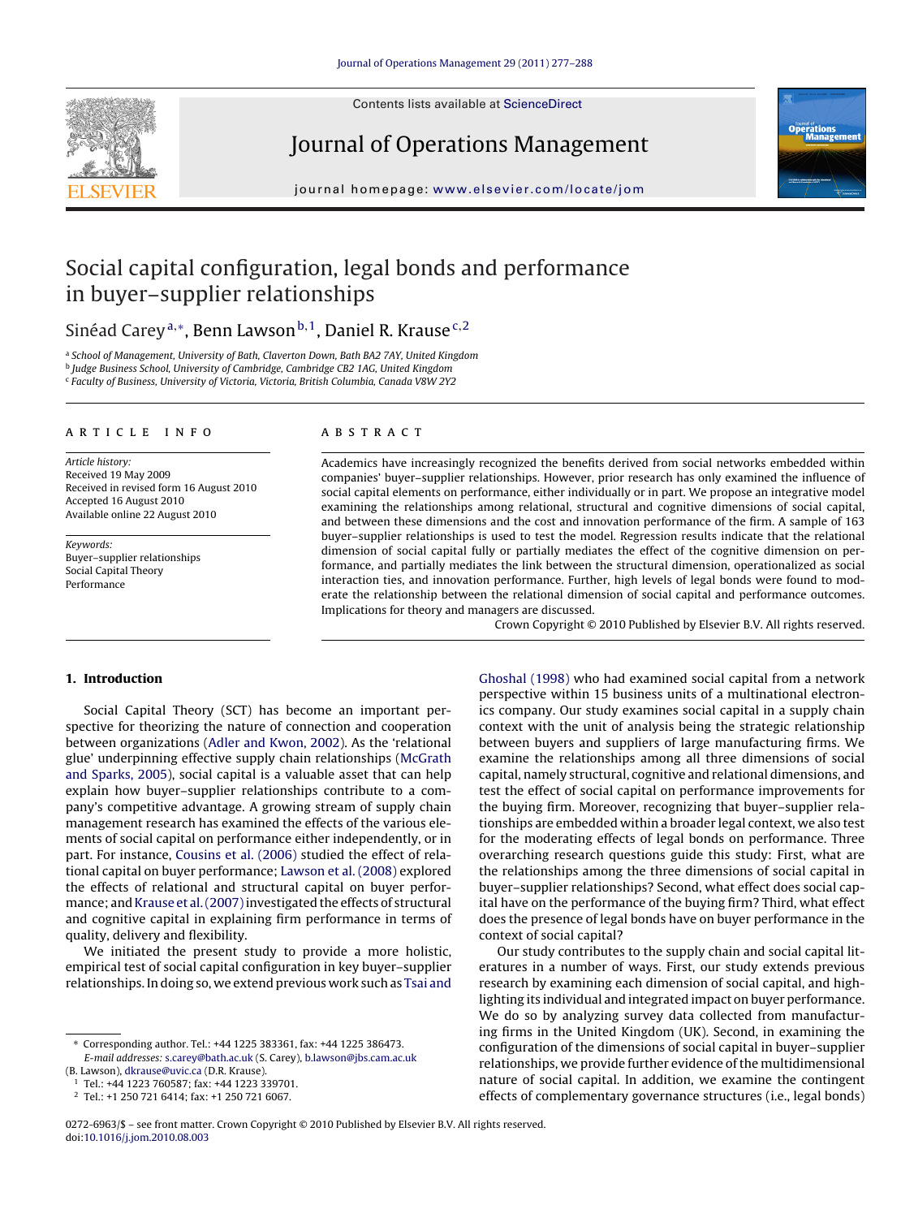# Social capital configuration, legal bonds and performance in buyer–supplier relationships

Sinéad Carey[a,*], Benn Lawson[b,1], Daniel R. Krause[c,2]

[a] School of Management, University of Bath, Claverton Down, Bath BA2 7AY, United Kingdom
[b] Judge Business School, University of Cambridge, Cambridge CB2 1AG, United Kingdom
[c] Faculty of Business, University of Victoria, Victoria, British Columbia, Canada V8W 2Y2

## ARTICLE INFO

*Article history:*
Received 19 May 2009
Received in revised form 16 August 2010
Accepted 16 August 2010
Available online 22 August 2010

*Keywords:*
Buyer–supplier relationships
Social Capital Theory
Performance

## ABSTRACT

Academics have increasingly recognized the benefits derived from social networks embedded within companies' buyer–supplier relationships. However, prior research has only examined the influence of social capital elements on performance, either individually or in part. We propose an integrative model examining the relationships among relational, structural and cognitive dimensions of social capital, and between these dimensions and the cost and innovation performance of the firm. A sample of 163 buyer–supplier relationships is used to test the model. Regression results indicate that the relational dimension of social capital fully or partially mediates the effect of the cognitive dimension on performance, and partially mediates the link between the structural dimension, operationalized as social interaction ties, and innovation performance. Further, high levels of legal bonds were found to moderate the relationship between the relational dimension of social capital and performance outcomes. Implications for theory and managers are discussed.

Crown Copyright © 2010 Published by Elsevier B.V. All rights reserved.

## 1. Introduction

Social Capital Theory (SCT) has become an important perspective for theorizing the nature of connection and cooperation between organizations (Adler and Kwon, 2002). As the 'relational glue' underpinning effective supply chain relationships (McGrath and Sparks, 2005), social capital is a valuable asset that can help explain how buyer–supplier relationships contribute to a company's competitive advantage. A growing stream of supply chain management research has examined the effects of the various elements of social capital on performance either independently, or in part. For instance, Cousins et al. (2006) studied the effect of relational capital on buyer performance; Lawson et al. (2008) explored the effects of relational and structural capital on buyer performance; and Krause et al. (2007) investigated the effects of structural and cognitive capital in explaining firm performance in terms of quality, delivery and flexibility.

We initiated the present study to provide a more holistic, empirical test of social capital configuration in key buyer–supplier relationships. In doing so, we extend previous work such as Tsai and Ghoshal (1998) who had examined social capital from a network perspective within 15 business units of a multinational electronics company. Our study examines social capital in a supply chain context with the unit of analysis being the strategic relationship between buyers and suppliers of large manufacturing firms. We examine the relationships among all three dimensions of social capital, namely structural, cognitive and relational dimensions, and test the effect of social capital on performance improvements for the buying firm. Moreover, recognizing that buyer–supplier relationships are embedded within a broader legal context, we also test for the moderating effects of legal bonds on performance. Three overarching research questions guide this study: First, what are the relationships among the three dimensions of social capital in buyer–supplier relationships? Second, what effect does social capital have on the performance of the buying firm? Third, what effect does the presence of legal bonds have on buyer performance in the context of social capital?

Our study contributes to the supply chain and social capital literatures in a number of ways. First, our study extends previous research by examining each dimension of social capital, and highlighting its individual and integrated impact on buyer performance. We do so by analyzing survey data collected from manufacturing firms in the United Kingdom (UK). Second, in examining the configuration of the dimensions of social capital in buyer–supplier relationships, we provide further evidence of the multidimensional nature of social capital. In addition, we examine the contingent effects of complementary governance structures (i.e., legal bonds)

---

* Corresponding author. Tel.: +44 1225 383361, fax: +44 1225 386473.
*E-mail addresses:* s.carey@bath.ac.uk (S. Carey), b.lawson@jbs.cam.ac.uk (B. Lawson), dkrause@uvic.ca (D.R. Krause).

[1] Tel.: +44 1223 760587; fax: +44 1223 339701.

[2] Tel.: +1 250 721 6414; fax: +1 250 721 6067.

0272-6963/$ – see front matter. Crown Copyright © 2010 Published by Elsevier B.V. All rights reserved.
doi:10.1016/j.jom.2010.08.003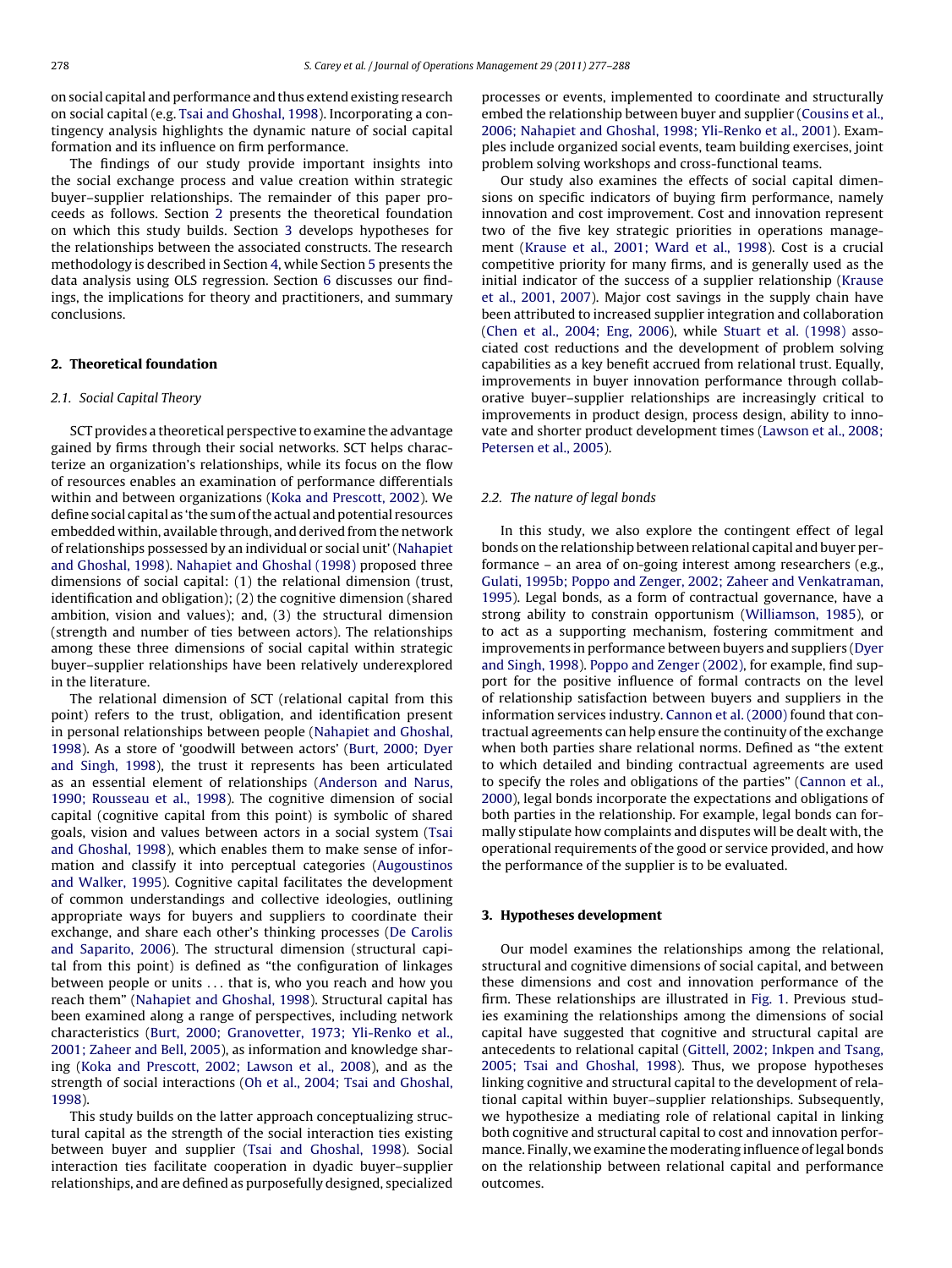on social capital and performance and thus extend existing research on social capital (e.g. Tsai and Ghoshal, 1998). Incorporating a contingency analysis highlights the dynamic nature of social capital formation and its influence on firm performance.

The findings of our study provide important insights into the social exchange process and value creation within strategic buyer–supplier relationships. The remainder of this paper proceeds as follows. Section 2 presents the theoretical foundation on which this study builds. Section 3 develops hypotheses for the relationships between the associated constructs. The research methodology is described in Section 4, while Section 5 presents the data analysis using OLS regression. Section 6 discusses our findings, the implications for theory and practitioners, and summary conclusions.

## 2. Theoretical foundation

### 2.1. Social Capital Theory

SCT provides a theoretical perspective to examine the advantage gained by firms through their social networks. SCT helps characterize an organization's relationships, while its focus on the flow of resources enables an examination of performance differentials within and between organizations (Koka and Prescott, 2002). We define social capital as 'the sum of the actual and potential resources embedded within, available through, and derived from the network of relationships possessed by an individual or social unit' (Nahapiet and Ghoshal, 1998). Nahapiet and Ghoshal (1998) proposed three dimensions of social capital: (1) the relational dimension (trust, identification and obligation); (2) the cognitive dimension (shared ambition, vision and values); and, (3) the structural dimension (strength and number of ties between actors). The relationships among these three dimensions of social capital within strategic buyer–supplier relationships have been relatively underexplored in the literature.

The relational dimension of SCT (relational capital from this point) refers to the trust, obligation, and identification present in personal relationships between people (Nahapiet and Ghoshal, 1998). As a store of 'goodwill between actors' (Burt, 2000; Dyer and Singh, 1998), the trust it represents has been articulated as an essential element of relationships (Anderson and Narus, 1990; Rousseau et al., 1998). The cognitive dimension of social capital (cognitive capital from this point) is symbolic of shared goals, vision and values between actors in a social system (Tsai and Ghoshal, 1998), which enables them to make sense of information and classify it into perceptual categories (Augoustinos and Walker, 1995). Cognitive capital facilitates the development of common understandings and collective ideologies, outlining appropriate ways for buyers and suppliers to coordinate their exchange, and share each other's thinking processes (De Carolis and Saparito, 2006). The structural dimension (structural capital from this point) is defined as "the configuration of linkages between people or units ... that is, who you reach and how you reach them" (Nahapiet and Ghoshal, 1998). Structural capital has been examined along a range of perspectives, including network characteristics (Burt, 2000; Granovetter, 1973; Yli-Renko et al., 2001; Zaheer and Bell, 2005), as information and knowledge sharing (Koka and Prescott, 2002; Lawson et al., 2008), and as the strength of social interactions (Oh et al., 2004; Tsai and Ghoshal, 1998).

This study builds on the latter approach conceptualizing structural capital as the strength of the social interaction ties existing between buyer and supplier (Tsai and Ghoshal, 1998). Social interaction ties facilitate cooperation in dyadic buyer–supplier relationships, and are defined as purposefully designed, specialized processes or events, implemented to coordinate and structurally embed the relationship between buyer and supplier (Cousins et al., 2006; Nahapiet and Ghoshal, 1998; Yli-Renko et al., 2001). Examples include organized social events, team building exercises, joint problem solving workshops and cross-functional teams.

Our study also examines the effects of social capital dimensions on specific indicators of buying firm performance, namely innovation and cost improvement. Cost and innovation represent two of the five key strategic priorities in operations management (Krause et al., 2001; Ward et al., 1998). Cost is a crucial competitive priority for many firms, and is generally used as the initial indicator of the success of a supplier relationship (Krause et al., 2001, 2007). Major cost savings in the supply chain have been attributed to increased supplier integration and collaboration (Chen et al., 2004; Eng, 2006), while Stuart et al. (1998) associated cost reductions and the development of problem solving capabilities as a key benefit accrued from relational trust. Equally, improvements in buyer innovation performance through collaborative buyer–supplier relationships are increasingly critical to improvements in product design, process design, ability to innovate and shorter product development times (Lawson et al., 2008; Petersen et al., 2005).

### 2.2. The nature of legal bonds

In this study, we also explore the contingent effect of legal bonds on the relationship between relational capital and buyer performance – an area of on-going interest among researchers (e.g., Gulati, 1995b; Poppo and Zenger, 2002; Zaheer and Venkatraman, 1995). Legal bonds, as a form of contractual governance, have a strong ability to constrain opportunism (Williamson, 1985), or to act as a supporting mechanism, fostering commitment and improvements in performance between buyers and suppliers (Dyer and Singh, 1998). Poppo and Zenger (2002), for example, find support for the positive influence of formal contracts on the level of relationship satisfaction between buyers and suppliers in the information services industry. Cannon et al. (2000) found that contractual agreements can help ensure the continuity of the exchange when both parties share relational norms. Defined as "the extent to which detailed and binding contractual agreements are used to specify the roles and obligations of the parties" (Cannon et al., 2000), legal bonds incorporate the expectations and obligations of both parties in the relationship. For example, legal bonds can formally stipulate how complaints and disputes will be dealt with, the operational requirements of the good or service provided, and how the performance of the supplier is to be evaluated.

## 3. Hypotheses development

Our model examines the relationships among the relational, structural and cognitive dimensions of social capital, and between these dimensions and cost and innovation performance of the firm. These relationships are illustrated in Fig. 1. Previous studies examining the relationships among the dimensions of social capital have suggested that cognitive and structural capital are antecedents to relational capital (Gittell, 2002; Inkpen and Tsang, 2005; Tsai and Ghoshal, 1998). Thus, we propose hypotheses linking cognitive and structural capital to the development of relational capital within buyer–supplier relationships. Subsequently, we hypothesize a mediating role of relational capital in linking both cognitive and structural capital to cost and innovation performance. Finally, we examine the moderating influence of legal bonds on the relationship between relational capital and performance outcomes.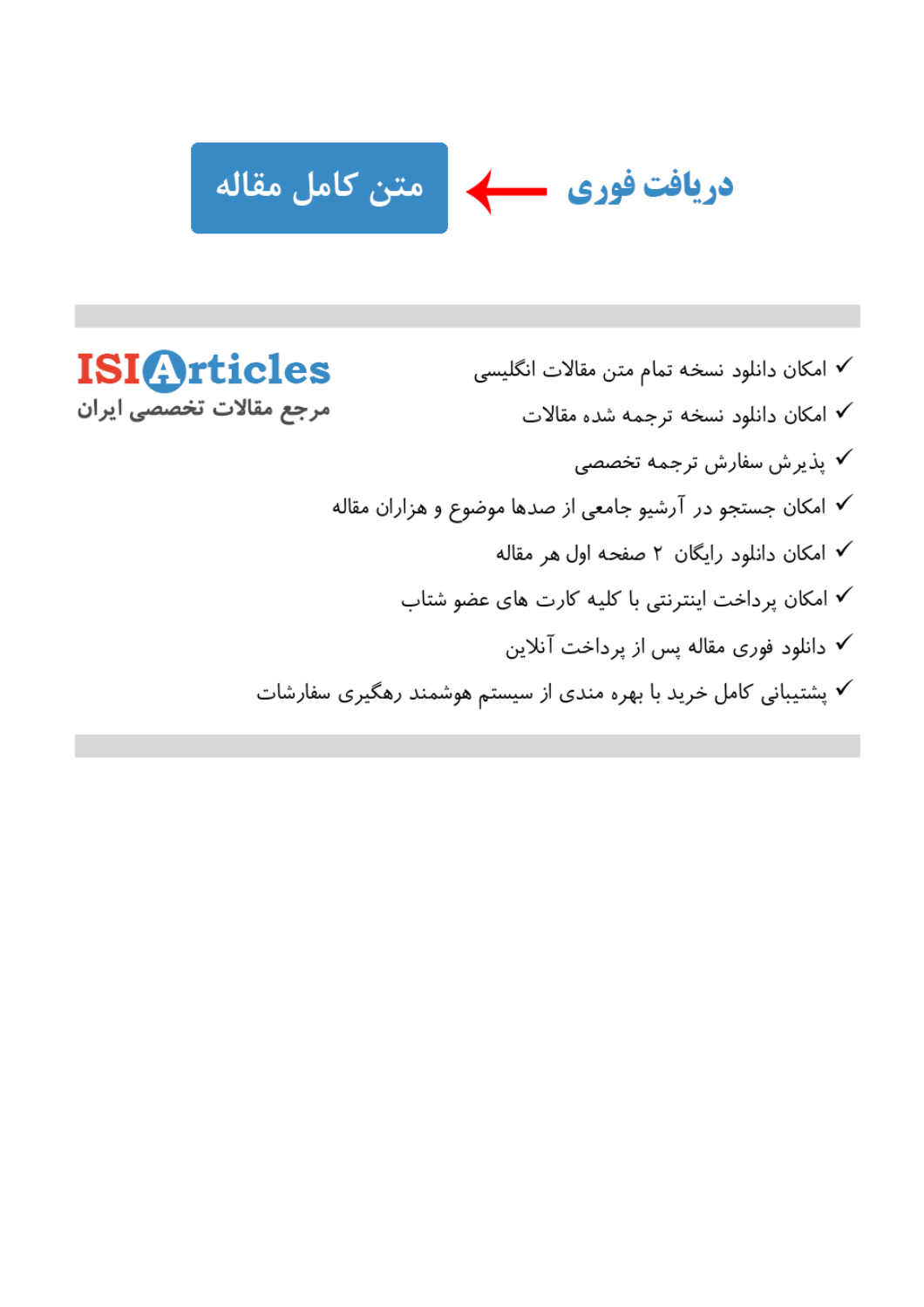دریافت فوری ← متن کامل مقاله

**ISIArticles**
مرجع مقالات تخصصی ایران

- ✓ امکان دانلود نسخه تمام متن مقالات انگلیسی
- ✓ امکان دانلود نسخه ترجمه شده مقالات
- ✓ پذیرش سفارش ترجمه تخصصی
- ✓ امکان جستجو در آرشیو جامعی از صدها موضوع و هزاران مقاله
- ✓ امکان دانلود رایگان ۲ صفحه اول هر مقاله
- ✓ امکان پرداخت اینترنتی با کلیه کارت های عضو شتاب
- ✓ دانلود فوری مقاله پس از پرداخت آنلاین
- ✓ پشتیبانی کامل خرید با بهره مندی از سیستم هوشمند رهگیری سفارشات